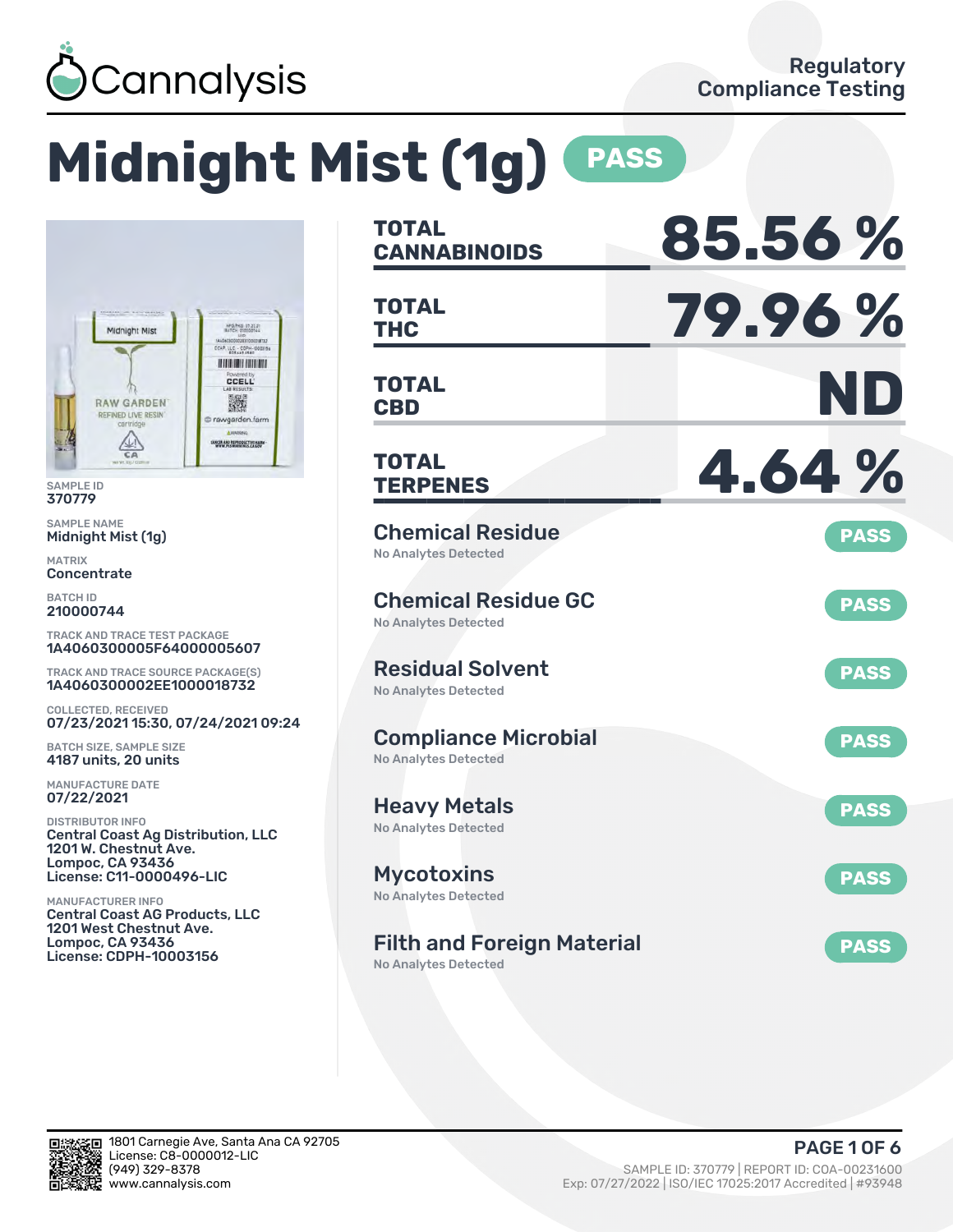# Cannalysis

Regulatory Compliance Testing

# Midnight Mist (1g) PASS

SAMPLE ID
370779

SAMPLE NAME
Midnight Mist (1g)

MATRIX
Concentrate

BATCH ID
210000744

TRACK AND TRACE TEST PACKAGE
1A4060300005F64000005607

TRACK AND TRACE SOURCE PACKAGE(S)
1A4060300002EE1000018732

COLLECTED, RECEIVED
07/23/2021 15:30, 07/24/2021 09:24

BATCH SIZE, SAMPLE SIZE
4187 units, 20 units

MANUFACTURE DATE
07/22/2021

DISTRIBUTOR INFO
Central Coast Ag Distribution, LLC
1201 W. Chestnut Ave.
Lompoc, CA 93436
License: C11-0000496-LIC

MANUFACTURER INFO
Central Coast AG Products, LLC
1201 West Chestnut Ave.
Lompoc, CA 93436
License: CDPH-10003156

| | |
|---|---|
| **TOTAL CANNABINOIDS** | **85.56 %** |
| **TOTAL THC** | **79.96 %** |
| **TOTAL CBD** | **ND** |
| **TOTAL TERPENES** | **4.64 %** |

| Test | Result | Status |
|---|---|---|
| Chemical Residue | No Analytes Detected | PASS |
| Chemical Residue GC | No Analytes Detected | PASS |
| Residual Solvent | No Analytes Detected | PASS |
| Compliance Microbial | No Analytes Detected | PASS |
| Heavy Metals | No Analytes Detected | PASS |
| Mycotoxins | No Analytes Detected | PASS |
| Filth and Foreign Material | No Analytes Detected | PASS |

1801 Carnegie Ave, Santa Ana CA 92705
License: C8-0000012-LIC
(949) 329-8378
www.cannalysis.com

SAMPLE ID: 370779 | REPORT ID: COA-00231600
Exp: 07/27/2022 | ISO/IEC 17025:2017 Accredited | #93948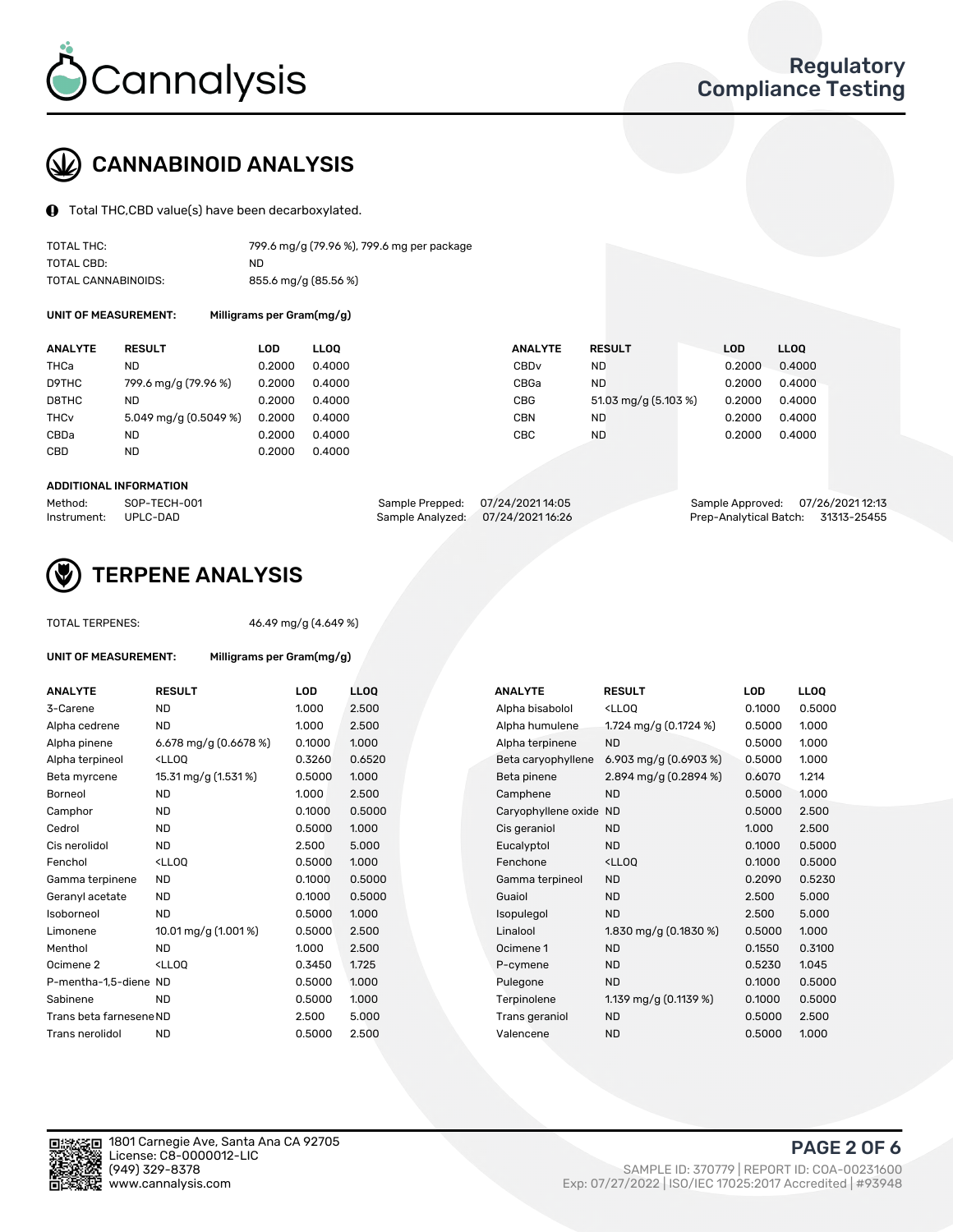# Cannalysis

## Regulatory Compliance Testing

## CANNABINOID ANALYSIS

Total THC,CBD value(s) have been decarboxylated.

| | |
|---|---|
| TOTAL THC: | 799.6 mg/g (79.96 %), 799.6 mg per package |
| TOTAL CBD: | ND |
| TOTAL CANNABINOIDS: | 855.6 mg/g (85.56 %) |

**UNIT OF MEASUREMENT:** Milligrams per Gram(mg/g)

| ANALYTE | RESULT | LOD | LLOQ | ANALYTE | RESULT | LOD | LLOQ |
|---|---|---|---|---|---|---|---|
| THCa | ND | 0.2000 | 0.4000 | CBDv | ND | 0.2000 | 0.4000 |
| D9THC | 799.6 mg/g (79.96 %) | 0.2000 | 0.4000 | CBGa | ND | 0.2000 | 0.4000 |
| D8THC | ND | 0.2000 | 0.4000 | CBG | 51.03 mg/g (5.103 %) | 0.2000 | 0.4000 |
| THCv | 5.049 mg/g (0.5049 %) | 0.2000 | 0.4000 | CBN | ND | 0.2000 | 0.4000 |
| CBDa | ND | 0.2000 | 0.4000 | CBC | ND | 0.2000 | 0.4000 |
| CBD | ND | 0.2000 | 0.4000 | | | | |

**ADDITIONAL INFORMATION**

| | | | | | |
|---|---|---|---|---|---|
| Method: | SOP-TECH-001 | Sample Prepped: | 07/24/2021 14:05 | Sample Approved: | 07/26/2021 12:13 |
| Instrument: | UPLC-DAD | Sample Analyzed: | 07/24/2021 16:26 | Prep-Analytical Batch: | 31313-25455 |

## TERPENE ANALYSIS

TOTAL TERPENES: 46.49 mg/g (4.649 %)

**UNIT OF MEASUREMENT:** Milligrams per Gram(mg/g)

| ANALYTE | RESULT | LOD | LLOQ | ANALYTE | RESULT | LOD | LLOQ |
|---|---|---|---|---|---|---|---|
| 3-Carene | ND | 1.000 | 2.500 | Alpha bisabolol | <LLOQ | 0.1000 | 0.5000 |
| Alpha cedrene | ND | 1.000 | 2.500 | Alpha humulene | 1.724 mg/g (0.1724 %) | 0.5000 | 1.000 |
| Alpha pinene | 6.678 mg/g (0.6678 %) | 0.1000 | 1.000 | Alpha terpinene | ND | 0.5000 | 1.000 |
| Alpha terpineol | <LLOQ | 0.3260 | 0.6520 | Beta caryophyllene | 6.903 mg/g (0.6903 %) | 0.5000 | 1.000 |
| Beta myrcene | 15.31 mg/g (1.531 %) | 0.5000 | 1.000 | Beta pinene | 2.894 mg/g (0.2894 %) | 0.6070 | 1.214 |
| Borneol | ND | 1.000 | 2.500 | Camphene | ND | 0.5000 | 1.000 |
| Camphor | ND | 0.1000 | 0.5000 | Caryophyllene oxide | ND | 0.5000 | 2.500 |
| Cedrol | ND | 0.5000 | 1.000 | Cis geraniol | ND | 1.000 | 2.500 |
| Cis nerolidol | ND | 2.500 | 5.000 | Eucalyptol | ND | 0.1000 | 0.5000 |
| Fenchol | <LLOQ | 0.5000 | 1.000 | Fenchone | <LLOQ | 0.1000 | 0.5000 |
| Gamma terpinene | ND | 0.1000 | 0.5000 | Gamma terpineol | ND | 0.2090 | 0.5230 |
| Geranyl acetate | ND | 0.1000 | 0.5000 | Guaiol | ND | 2.500 | 5.000 |
| Isoborneol | ND | 0.5000 | 1.000 | Isopulegol | ND | 2.500 | 5.000 |
| Limonene | 10.01 mg/g (1.001 %) | 0.5000 | 2.500 | Linalool | 1.830 mg/g (0.1830 %) | 0.5000 | 1.000 |
| Menthol | ND | 1.000 | 2.500 | Ocimene 1 | ND | 0.1550 | 0.3100 |
| Ocimene 2 | <LLOQ | 0.3450 | 1.725 | P-cymene | ND | 0.5230 | 1.045 |
| P-mentha-1,5-diene | ND | 0.5000 | 1.000 | Pulegone | ND | 0.1000 | 0.5000 |
| Sabinene | ND | 0.5000 | 1.000 | Terpinolene | 1.139 mg/g (0.1139 %) | 0.1000 | 0.5000 |
| Trans beta farnesene | ND | 2.500 | 5.000 | Trans geraniol | ND | 0.5000 | 2.500 |
| Trans nerolidol | ND | 0.5000 | 2.500 | Valencene | ND | 0.5000 | 1.000 |

1801 Carnegie Ave, Santa Ana CA 92705
License: C8-0000012-LIC
(949) 329-8378
www.cannalysis.com

SAMPLE ID: 370779 | REPORT ID: COA-00231600
Exp: 07/27/2022 | ISO/IEC 17025:2017 Accredited | #93948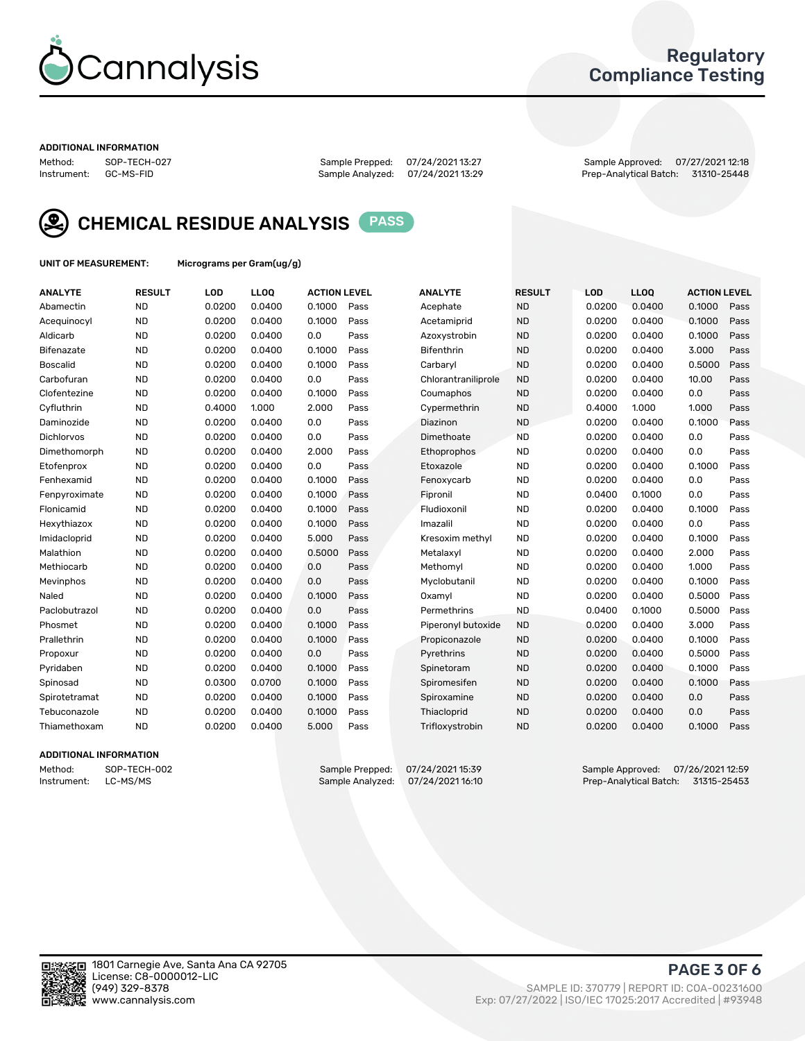# Cannalysis

## Regulatory Compliance Testing

**ADDITIONAL INFORMATION**

Method: SOP-TECH-027 | Sample Prepped: 07/24/2021 13:27 | Sample Approved: 07/27/2021 12:18
Instrument: GC-MS-FID | Sample Analyzed: 07/24/2021 13:29 | Prep-Analytical Batch: 31310-25448

## CHEMICAL RESIDUE ANALYSIS PASS

**UNIT OF MEASUREMENT:** Micrograms per Gram(ug/g)

| ANALYTE | RESULT | LOD | LLOQ | ACTION LEVEL | | ANALYTE | RESULT | LOD | LLOQ | ACTION LEVEL | |
|---|---|---|---|---|---|---|---|---|---|---|---|
| Abamectin | ND | 0.0200 | 0.0400 | 0.1000 | Pass | Acephate | ND | 0.0200 | 0.0400 | 0.1000 | Pass |
| Acequinocyl | ND | 0.0200 | 0.0400 | 0.1000 | Pass | Acetamiprid | ND | 0.0200 | 0.0400 | 0.1000 | Pass |
| Aldicarb | ND | 0.0200 | 0.0400 | 0.0 | Pass | Azoxystrobin | ND | 0.0200 | 0.0400 | 0.1000 | Pass |
| Bifenazate | ND | 0.0200 | 0.0400 | 0.1000 | Pass | Bifenthrin | ND | 0.0200 | 0.0400 | 3.000 | Pass |
| Boscalid | ND | 0.0200 | 0.0400 | 0.1000 | Pass | Carbaryl | ND | 0.0200 | 0.0400 | 0.5000 | Pass |
| Carbofuran | ND | 0.0200 | 0.0400 | 0.0 | Pass | Chlorantraniliprole | ND | 0.0200 | 0.0400 | 10.00 | Pass |
| Clofentezine | ND | 0.0200 | 0.0400 | 0.1000 | Pass | Coumaphos | ND | 0.0200 | 0.0400 | 0.0 | Pass |
| Cyfluthrin | ND | 0.4000 | 1.000 | 2.000 | Pass | Cypermethrin | ND | 0.4000 | 1.000 | 1.000 | Pass |
| Daminozide | ND | 0.0200 | 0.0400 | 0.0 | Pass | Diazinon | ND | 0.0200 | 0.0400 | 0.1000 | Pass |
| Dichlorvos | ND | 0.0200 | 0.0400 | 0.0 | Pass | Dimethoate | ND | 0.0200 | 0.0400 | 0.0 | Pass |
| Dimethomorph | ND | 0.0200 | 0.0400 | 2.000 | Pass | Ethoprophos | ND | 0.0200 | 0.0400 | 0.0 | Pass |
| Etofenprox | ND | 0.0200 | 0.0400 | 0.0 | Pass | Etoxazole | ND | 0.0200 | 0.0400 | 0.1000 | Pass |
| Fenhexamid | ND | 0.0200 | 0.0400 | 0.1000 | Pass | Fenoxycarb | ND | 0.0200 | 0.0400 | 0.0 | Pass |
| Fenpyroximate | ND | 0.0200 | 0.0400 | 0.1000 | Pass | Fipronil | ND | 0.0400 | 0.1000 | 0.0 | Pass |
| Flonicamid | ND | 0.0200 | 0.0400 | 0.1000 | Pass | Fludioxonil | ND | 0.0200 | 0.0400 | 0.1000 | Pass |
| Hexythiazox | ND | 0.0200 | 0.0400 | 0.1000 | Pass | Imazalil | ND | 0.0200 | 0.0400 | 0.0 | Pass |
| Imidacloprid | ND | 0.0200 | 0.0400 | 5.000 | Pass | Kresoxim methyl | ND | 0.0200 | 0.0400 | 0.1000 | Pass |
| Malathion | ND | 0.0200 | 0.0400 | 0.5000 | Pass | Metalaxyl | ND | 0.0200 | 0.0400 | 2.000 | Pass |
| Methiocarb | ND | 0.0200 | 0.0400 | 0.0 | Pass | Methomyl | ND | 0.0200 | 0.0400 | 1.000 | Pass |
| Mevinphos | ND | 0.0200 | 0.0400 | 0.0 | Pass | Myclobutanil | ND | 0.0200 | 0.0400 | 0.1000 | Pass |
| Naled | ND | 0.0200 | 0.0400 | 0.1000 | Pass | Oxamyl | ND | 0.0200 | 0.0400 | 0.5000 | Pass |
| Paclobutrazol | ND | 0.0200 | 0.0400 | 0.0 | Pass | Permethrins | ND | 0.0400 | 0.1000 | 0.5000 | Pass |
| Phosmet | ND | 0.0200 | 0.0400 | 0.1000 | Pass | Piperonyl butoxide | ND | 0.0200 | 0.0400 | 3.000 | Pass |
| Prallethrin | ND | 0.0200 | 0.0400 | 0.1000 | Pass | Propiconazole | ND | 0.0200 | 0.0400 | 0.1000 | Pass |
| Propoxur | ND | 0.0200 | 0.0400 | 0.0 | Pass | Pyrethrins | ND | 0.0200 | 0.0400 | 0.5000 | Pass |
| Pyridaben | ND | 0.0200 | 0.0400 | 0.1000 | Pass | Spinetoram | ND | 0.0200 | 0.0400 | 0.1000 | Pass |
| Spinosad | ND | 0.0300 | 0.0700 | 0.1000 | Pass | Spiromesifen | ND | 0.0200 | 0.0400 | 0.1000 | Pass |
| Spirotetramat | ND | 0.0200 | 0.0400 | 0.1000 | Pass | Spiroxamine | ND | 0.0200 | 0.0400 | 0.0 | Pass |
| Tebuconazole | ND | 0.0200 | 0.0400 | 0.1000 | Pass | Thiacloprid | ND | 0.0200 | 0.0400 | 0.0 | Pass |
| Thiamethoxam | ND | 0.0200 | 0.0400 | 5.000 | Pass | Trifloxystrobin | ND | 0.0200 | 0.0400 | 0.1000 | Pass |

**ADDITIONAL INFORMATION**

Method: SOP-TECH-002 | Sample Prepped: 07/24/2021 15:39 | Sample Approved: 07/26/2021 12:59
Instrument: LC-MS/MS | Sample Analyzed: 07/24/2021 16:10 | Prep-Analytical Batch: 31315-25453

1801 Carnegie Ave, Santa Ana CA 92705
License: C8-0000012-LIC
(949) 329-8378
www.cannalysis.com

SAMPLE ID: 370779 | REPORT ID: COA-00231600
Exp: 07/27/2022 | ISO/IEC 17025:2017 Accredited | #93948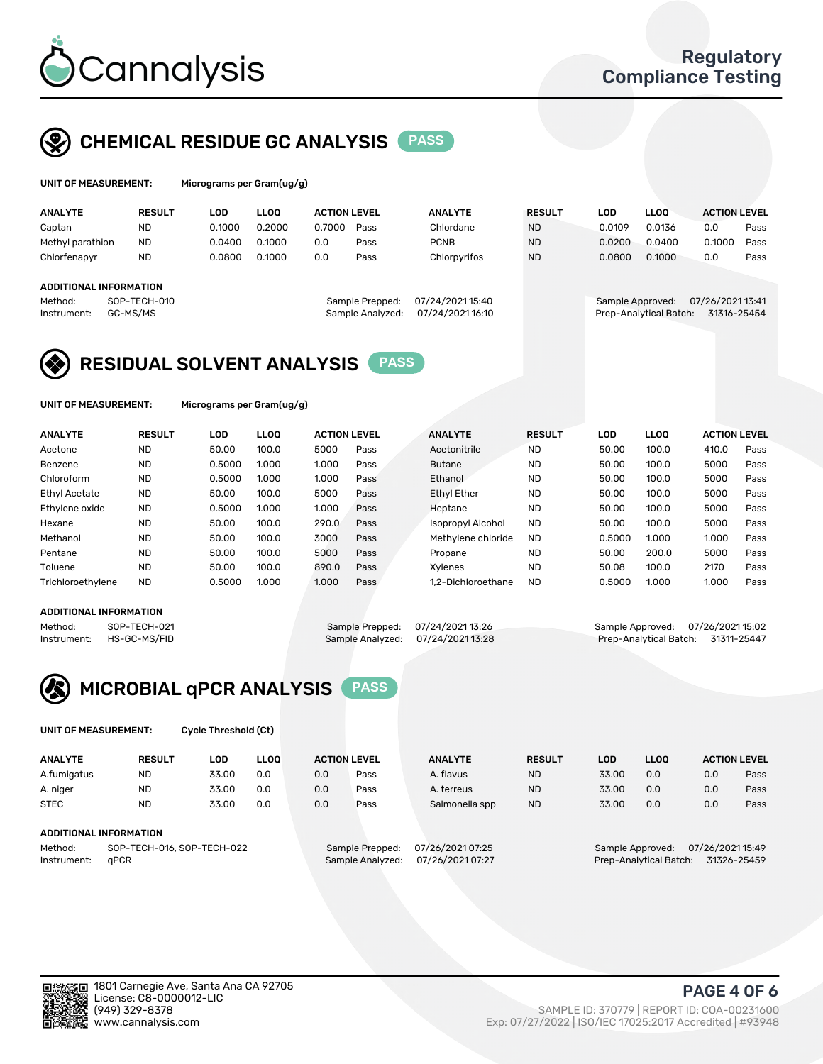# Cannalysis

Regulatory Compliance Testing

## CHEMICAL RESIDUE GC ANALYSIS PASS

**UNIT OF MEASUREMENT:** Micrograms per Gram(ug/g)

| ANALYTE | RESULT | LOD | LLOQ | ACTION LEVEL | | ANALYTE | RESULT | LOD | LLOQ | ACTION LEVEL | |
|---|---|---|---|---|---|---|---|---|---|---|---|
| Captan | ND | 0.1000 | 0.2000 | 0.7000 | Pass | Chlordane | ND | 0.0109 | 0.0136 | 0.0 | Pass |
| Methyl parathion | ND | 0.0400 | 0.1000 | 0.0 | Pass | PCNB | ND | 0.0200 | 0.0400 | 0.1000 | Pass |
| Chlorfenapyr | ND | 0.0800 | 0.1000 | 0.0 | Pass | Chlorpyrifos | ND | 0.0800 | 0.1000 | 0.0 | Pass |

**ADDITIONAL INFORMATION**

Method: SOP-TECH-010
Instrument: GC-MS/MS
Sample Prepped: 07/24/2021 15:40
Sample Analyzed: 07/24/2021 16:10
Sample Approved: 07/26/2021 13:41
Prep-Analytical Batch: 31316-25454

## RESIDUAL SOLVENT ANALYSIS PASS

**UNIT OF MEASUREMENT:** Micrograms per Gram(ug/g)

| ANALYTE | RESULT | LOD | LLOQ | ACTION LEVEL | | ANALYTE | RESULT | LOD | LLOQ | ACTION LEVEL | |
|---|---|---|---|---|---|---|---|---|---|---|---|
| Acetone | ND | 50.00 | 100.0 | 5000 | Pass | Acetonitrile | ND | 50.00 | 100.0 | 410.0 | Pass |
| Benzene | ND | 0.5000 | 1.000 | 1.000 | Pass | Butane | ND | 50.00 | 100.0 | 5000 | Pass |
| Chloroform | ND | 0.5000 | 1.000 | 1.000 | Pass | Ethanol | ND | 50.00 | 100.0 | 5000 | Pass |
| Ethyl Acetate | ND | 50.00 | 100.0 | 5000 | Pass | Ethyl Ether | ND | 50.00 | 100.0 | 5000 | Pass |
| Ethylene oxide | ND | 0.5000 | 1.000 | 1.000 | Pass | Heptane | ND | 50.00 | 100.0 | 5000 | Pass |
| Hexane | ND | 50.00 | 100.0 | 290.0 | Pass | Isopropyl Alcohol | ND | 50.00 | 100.0 | 5000 | Pass |
| Methanol | ND | 50.00 | 100.0 | 3000 | Pass | Methylene chloride | ND | 0.5000 | 1.000 | 1.000 | Pass |
| Pentane | ND | 50.00 | 100.0 | 5000 | Pass | Propane | ND | 50.00 | 200.0 | 5000 | Pass |
| Toluene | ND | 50.00 | 100.0 | 890.0 | Pass | Xylenes | ND | 50.08 | 100.0 | 2170 | Pass |
| Trichloroethylene | ND | 0.5000 | 1.000 | 1.000 | Pass | 1,2-Dichloroethane | ND | 0.5000 | 1.000 | 1.000 | Pass |

**ADDITIONAL INFORMATION**

Method: SOP-TECH-021
Instrument: HS-GC-MS/FID
Sample Prepped: 07/24/2021 13:26
Sample Analyzed: 07/24/2021 13:28
Sample Approved: 07/26/2021 15:02
Prep-Analytical Batch: 31311-25447

## MICROBIAL qPCR ANALYSIS PASS

**UNIT OF MEASUREMENT:** Cycle Threshold (Ct)

| ANALYTE | RESULT | LOD | LLOQ | ACTION LEVEL | | ANALYTE | RESULT | LOD | LLOQ | ACTION LEVEL | |
|---|---|---|---|---|---|---|---|---|---|---|---|
| A.fumigatus | ND | 33.00 | 0.0 | 0.0 | Pass | A. flavus | ND | 33.00 | 0.0 | 0.0 | Pass |
| A. niger | ND | 33.00 | 0.0 | 0.0 | Pass | A. terreus | ND | 33.00 | 0.0 | 0.0 | Pass |
| STEC | ND | 33.00 | 0.0 | 0.0 | Pass | Salmonella spp | ND | 33.00 | 0.0 | 0.0 | Pass |

**ADDITIONAL INFORMATION**

Method: SOP-TECH-016, SOP-TECH-022
Instrument: qPCR
Sample Prepped: 07/26/2021 07:25
Sample Analyzed: 07/26/2021 07:27
Sample Approved: 07/26/2021 15:49
Prep-Analytical Batch: 31326-25459

1801 Carnegie Ave, Santa Ana CA 92705
License: C8-0000012-LIC
(949) 329-8378
www.cannalysis.com

SAMPLE ID: 370779 | REPORT ID: COA-00231600
Exp: 07/27/2022 | ISO/IEC 17025:2017 Accredited | #93948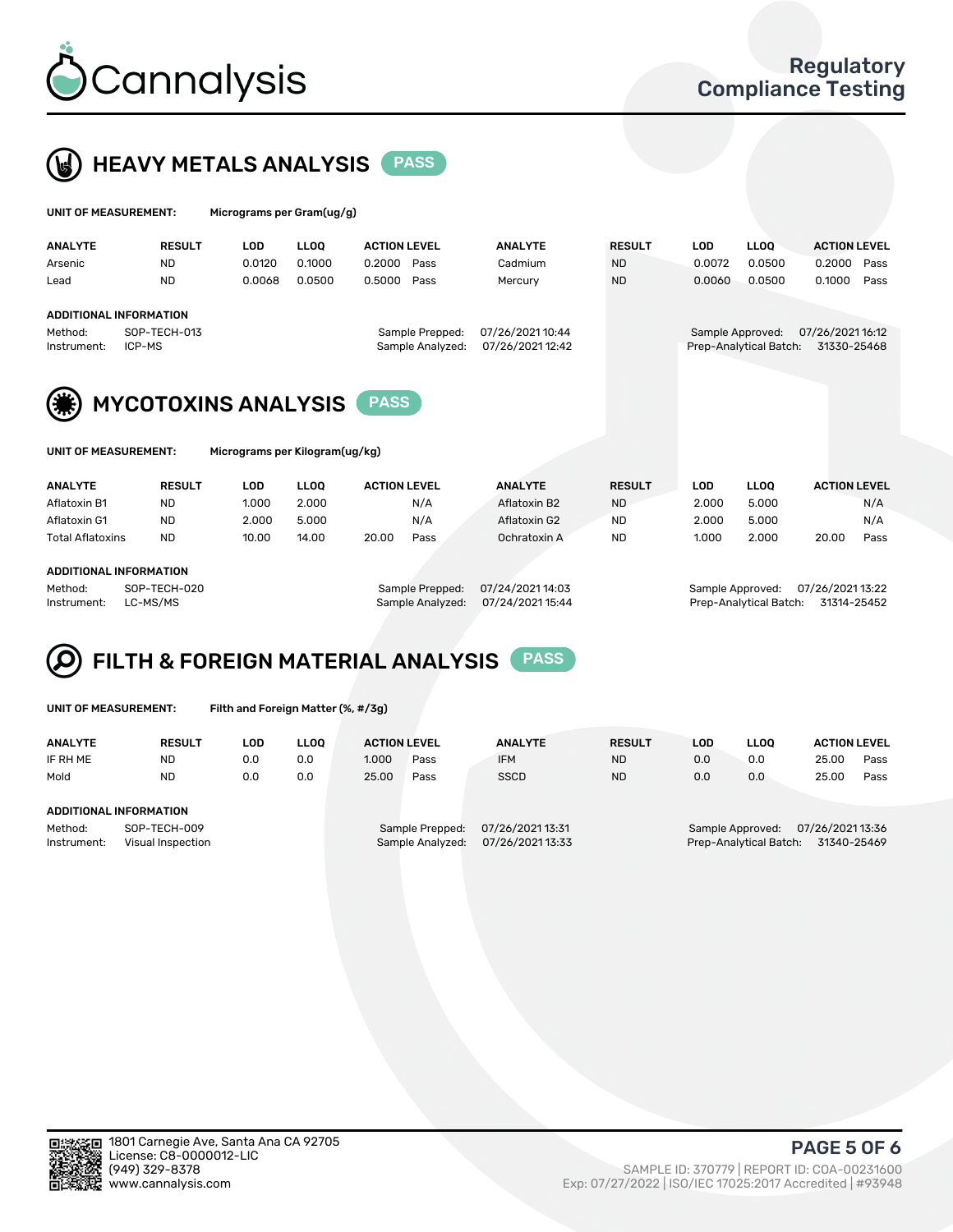# Cannalysis

**Regulatory Compliance Testing**

## HEAVY METALS ANALYSIS — PASS

**UNIT OF MEASUREMENT:** Micrograms per Gram(ug/g)

| ANALYTE | RESULT | LOD | LLOQ | ACTION LEVEL | | ANALYTE | RESULT | LOD | LLOQ | ACTION LEVEL | |
|---|---|---|---|---|---|---|---|---|---|---|---|
| Arsenic | ND | 0.0120 | 0.1000 | 0.2000 | Pass | Cadmium | ND | 0.0072 | 0.0500 | 0.2000 | Pass |
| Lead | ND | 0.0068 | 0.0500 | 0.5000 | Pass | Mercury | ND | 0.0060 | 0.0500 | 0.1000 | Pass |

**ADDITIONAL INFORMATION**

| | | | | | |
|---|---|---|---|---|---|
| Method: | SOP-TECH-013 | Sample Prepped: | 07/26/2021 10:44 | Sample Approved: | 07/26/2021 16:12 |
| Instrument: | ICP-MS | Sample Analyzed: | 07/26/2021 12:42 | Prep-Analytical Batch: | 31330-25468 |

## MYCOTOXINS ANALYSIS — PASS

**UNIT OF MEASUREMENT:** Micrograms per Kilogram(ug/kg)

| ANALYTE | RESULT | LOD | LLOQ | ACTION LEVEL | | ANALYTE | RESULT | LOD | LLOQ | ACTION LEVEL | |
|---|---|---|---|---|---|---|---|---|---|---|---|
| Aflatoxin B1 | ND | 1.000 | 2.000 | | N/A | Aflatoxin B2 | ND | 2.000 | 5.000 | | N/A |
| Aflatoxin G1 | ND | 2.000 | 5.000 | | N/A | Aflatoxin G2 | ND | 2.000 | 5.000 | | N/A |
| Total Aflatoxins | ND | 10.00 | 14.00 | 20.00 | Pass | Ochratoxin A | ND | 1.000 | 2.000 | 20.00 | Pass |

**ADDITIONAL INFORMATION**

| | | | | | |
|---|---|---|---|---|---|
| Method: | SOP-TECH-020 | Sample Prepped: | 07/24/2021 14:03 | Sample Approved: | 07/26/2021 13:22 |
| Instrument: | LC-MS/MS | Sample Analyzed: | 07/24/2021 15:44 | Prep-Analytical Batch: | 31314-25452 |

## FILTH & FOREIGN MATERIAL ANALYSIS — PASS

**UNIT OF MEASUREMENT:** Filth and Foreign Matter (%, #/3g)

| ANALYTE | RESULT | LOD | LLOQ | ACTION LEVEL | | ANALYTE | RESULT | LOD | LLOQ | ACTION LEVEL | |
|---|---|---|---|---|---|---|---|---|---|---|---|
| IF RH ME | ND | 0.0 | 0.0 | 1.000 | Pass | IFM | ND | 0.0 | 0.0 | 25.00 | Pass |
| Mold | ND | 0.0 | 0.0 | 25.00 | Pass | SSCD | ND | 0.0 | 0.0 | 25.00 | Pass |

**ADDITIONAL INFORMATION**

| | | | | | |
|---|---|---|---|---|---|
| Method: | SOP-TECH-009 | Sample Prepped: | 07/26/2021 13:31 | Sample Approved: | 07/26/2021 13:36 |
| Instrument: | Visual Inspection | Sample Analyzed: | 07/26/2021 13:33 | Prep-Analytical Batch: | 31340-25469 |

1801 Carnegie Ave, Santa Ana CA 92705
License: C8-0000012-LIC
(949) 329-8378
www.cannalysis.com

SAMPLE ID: 370779 | REPORT ID: COA-00231600
Exp: 07/27/2022 | ISO/IEC 17025:2017 Accredited | #93948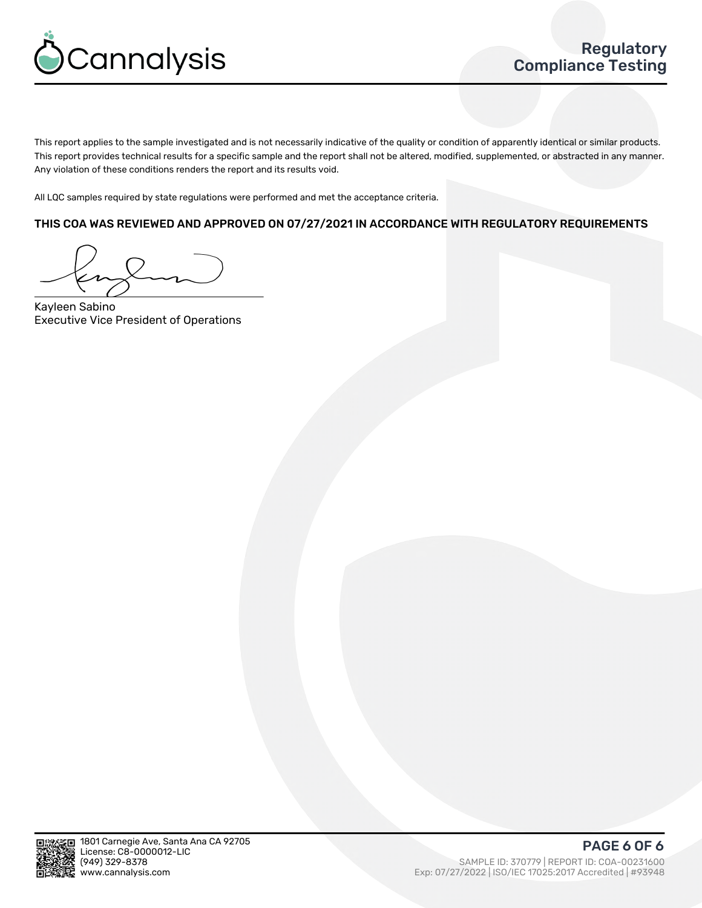This report applies to the sample investigated and is not necessarily indicative of the quality or condition of apparently identical or similar products. This report provides technical results for a specific sample and the report shall not be altered, modified, supplemented, or abstracted in any manner. Any violation of these conditions renders the report and its results void.

All LQC samples required by state regulations were performed and met the acceptance criteria.

**THIS COA WAS REVIEWED AND APPROVED ON 07/27/2021 IN ACCORDANCE WITH REGULATORY REQUIREMENTS**

Kayleen Sabino
Executive Vice President of Operations

1801 Carnegie Ave, Santa Ana CA 92705
License: C8-0000012-LIC
(949) 329-8378
www.cannalysis.com

SAMPLE ID: 370779 | REPORT ID: COA-00231600
Exp: 07/27/2022 | ISO/IEC 17025:2017 Accredited | #93948